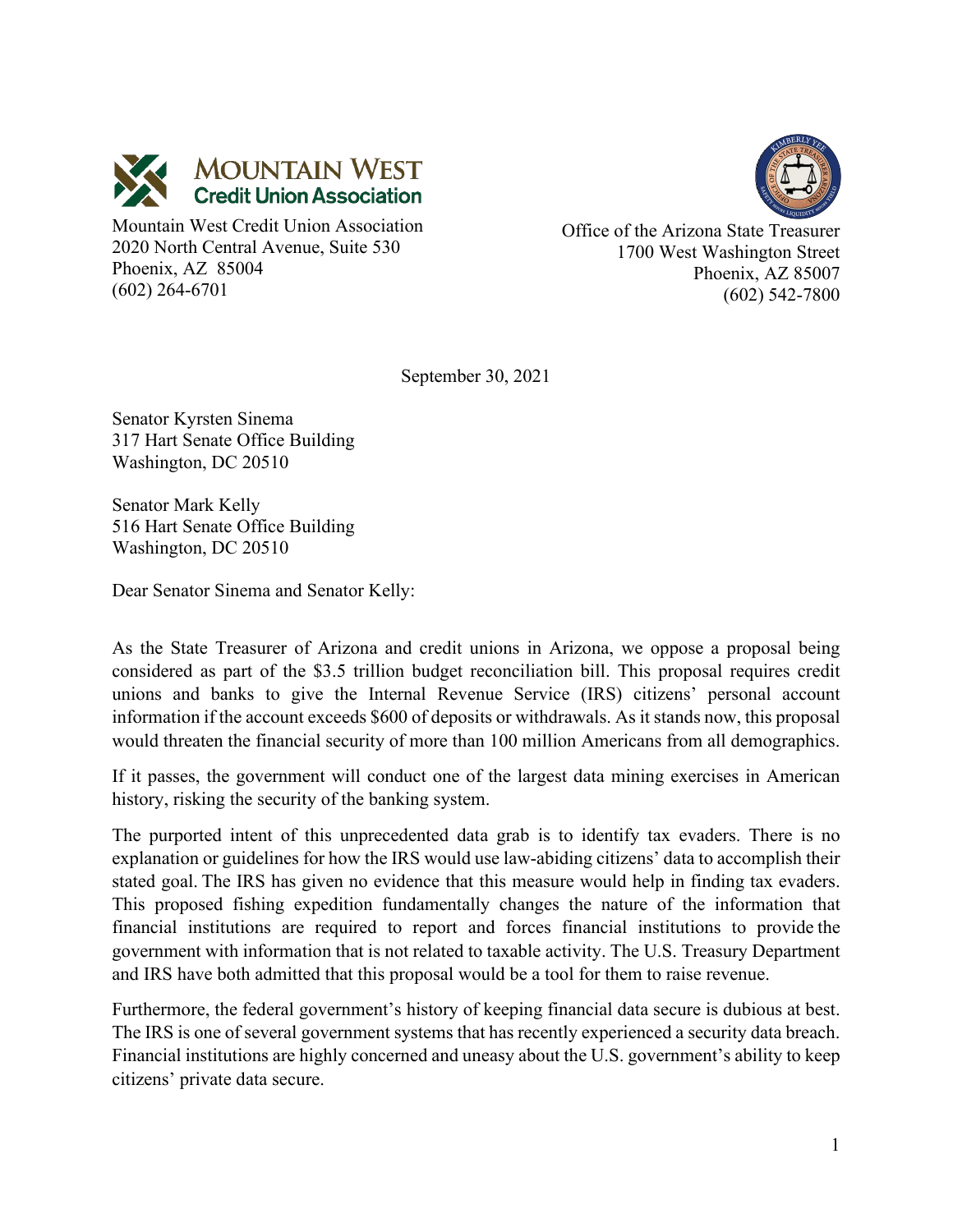**MOUNTAIN WEST**
**Credit Union Association**

Mountain West Credit Union Association
2020 North Central Avenue, Suite 530
Phoenix, AZ 85004
(602) 264-6701

Office of the Arizona State Treasurer
1700 West Washington Street
Phoenix, AZ 85007
(602) 542-7800

September 30, 2021

Senator Kyrsten Sinema
317 Hart Senate Office Building
Washington, DC 20510

Senator Mark Kelly
516 Hart Senate Office Building
Washington, DC 20510

Dear Senator Sinema and Senator Kelly:

As the State Treasurer of Arizona and credit unions in Arizona, we oppose a proposal being considered as part of the $3.5 trillion budget reconciliation bill. This proposal requires credit unions and banks to give the Internal Revenue Service (IRS) citizens' personal account information if the account exceeds $600 of deposits or withdrawals. As it stands now, this proposal would threaten the financial security of more than 100 million Americans from all demographics.

If it passes, the government will conduct one of the largest data mining exercises in American history, risking the security of the banking system.

The purported intent of this unprecedented data grab is to identify tax evaders. There is no explanation or guidelines for how the IRS would use law-abiding citizens' data to accomplish their stated goal. The IRS has given no evidence that this measure would help in finding tax evaders. This proposed fishing expedition fundamentally changes the nature of the information that financial institutions are required to report and forces financial institutions to provide the government with information that is not related to taxable activity. The U.S. Treasury Department and IRS have both admitted that this proposal would be a tool for them to raise revenue.

Furthermore, the federal government's history of keeping financial data secure is dubious at best. The IRS is one of several government systems that has recently experienced a security data breach. Financial institutions are highly concerned and uneasy about the U.S. government's ability to keep citizens' private data secure.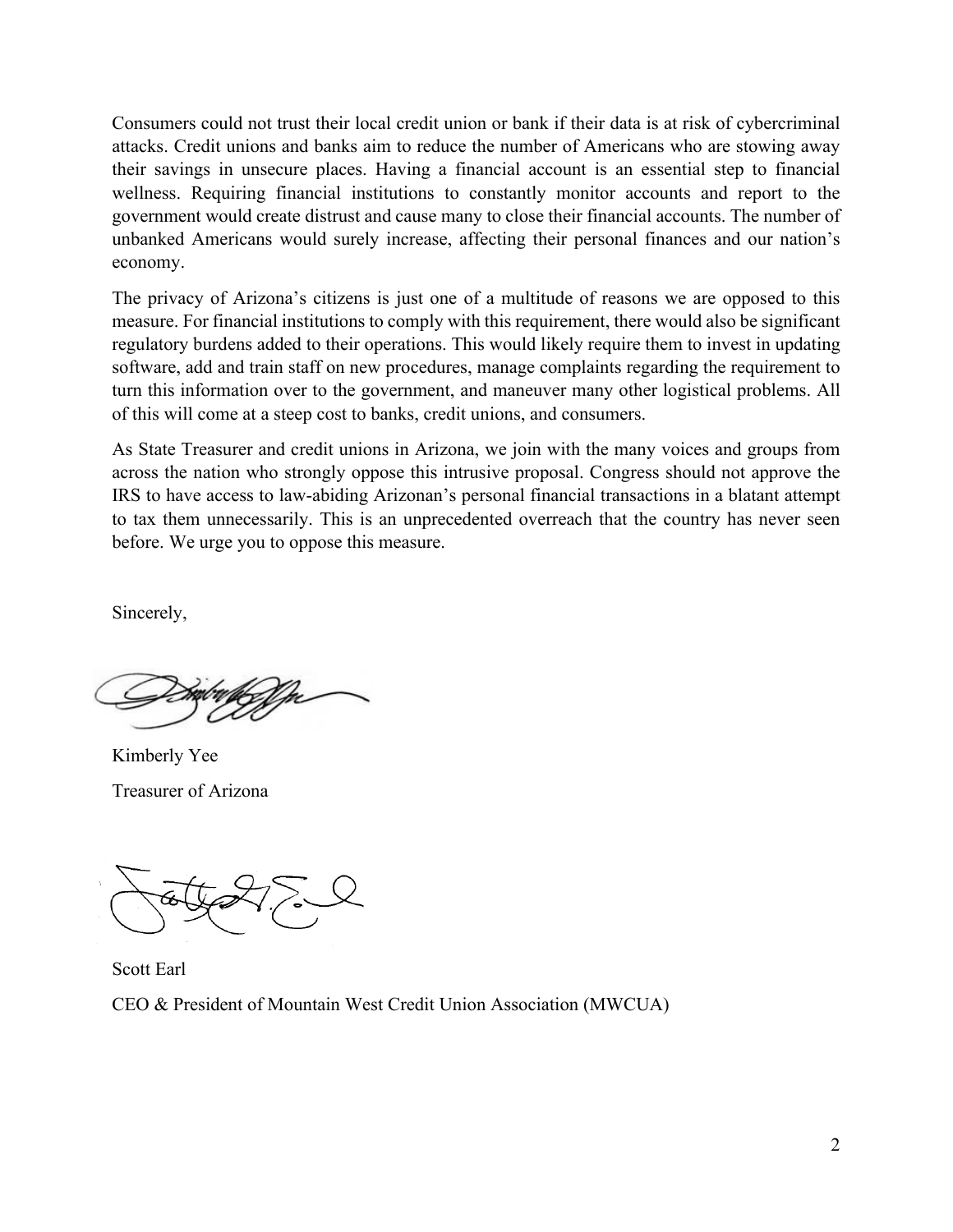Consumers could not trust their local credit union or bank if their data is at risk of cybercriminal attacks. Credit unions and banks aim to reduce the number of Americans who are stowing away their savings in unsecure places. Having a financial account is an essential step to financial wellness. Requiring financial institutions to constantly monitor accounts and report to the government would create distrust and cause many to close their financial accounts. The number of unbanked Americans would surely increase, affecting their personal finances and our nation's economy.

The privacy of Arizona's citizens is just one of a multitude of reasons we are opposed to this measure. For financial institutions to comply with this requirement, there would also be significant regulatory burdens added to their operations. This would likely require them to invest in updating software, add and train staff on new procedures, manage complaints regarding the requirement to turn this information over to the government, and maneuver many other logistical problems. All of this will come at a steep cost to banks, credit unions, and consumers.

As State Treasurer and credit unions in Arizona, we join with the many voices and groups from across the nation who strongly oppose this intrusive proposal. Congress should not approve the IRS to have access to law-abiding Arizonan's personal financial transactions in a blatant attempt to tax them unnecessarily. This is an unprecedented overreach that the country has never seen before. We urge you to oppose this measure.

Sincerely,

Kimberly Yee
Treasurer of Arizona

Scott Earl
CEO & President of Mountain West Credit Union Association (MWCUA)